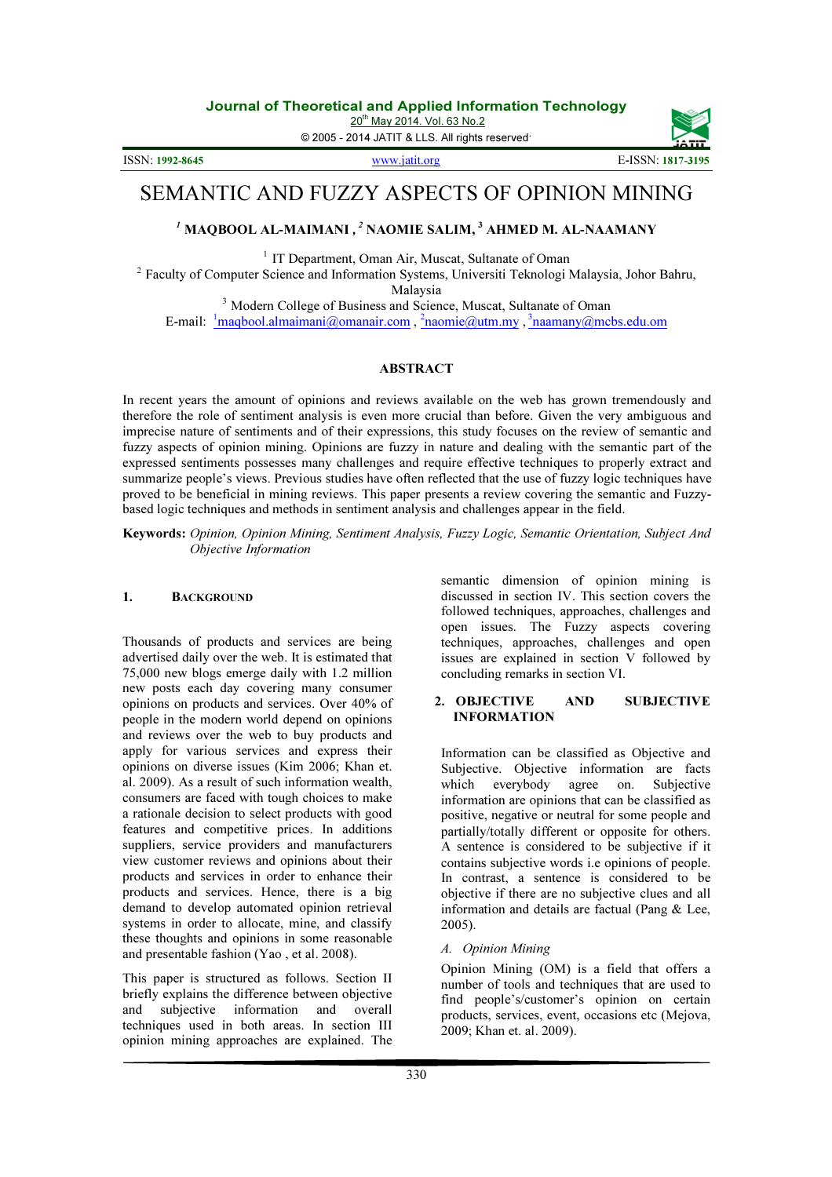# SEMANTIC AND FUZZY ASPECTS OF OPINION MINING

**[1] MAQBOOL AL-MAIMANI , [2] NAOMIE SALIM, [3] AHMED M. AL-NAAMANY**

[1] IT Department, Oman Air, Muscat, Sultanate of Oman

[2] Faculty of Computer Science and Information Systems, Universiti Teknologi Malaysia, Johor Bahru, Malaysia

[3] Modern College of Business and Science, Muscat, Sultanate of Oman

E-mail: [1]maqbool.almaimani@omanair.com , [2]naomie@utm.my , [3]naamany@mcbs.edu.om

## ABSTRACT

In recent years the amount of opinions and reviews available on the web has grown tremendously and therefore the role of sentiment analysis is even more crucial than before. Given the very ambiguous and imprecise nature of sentiments and of their expressions, this study focuses on the review of semantic and fuzzy aspects of opinion mining. Opinions are fuzzy in nature and dealing with the semantic part of the expressed sentiments possesses many challenges and require effective techniques to properly extract and summarize people's views. Previous studies have often reflected that the use of fuzzy logic techniques have proved to be beneficial in mining reviews. This paper presents a review covering the semantic and Fuzzy-based logic techniques and methods in sentiment analysis and challenges appear in the field.

**Keywords:** *Opinion, Opinion Mining, Sentiment Analysis, Fuzzy Logic, Semantic Orientation, Subject And Objective Information*

## 1. BACKGROUND

Thousands of products and services are being advertised daily over the web. It is estimated that 75,000 new blogs emerge daily with 1.2 million new posts each day covering many consumer opinions on products and services. Over 40% of people in the modern world depend on opinions and reviews over the web to buy products and apply for various services and express their opinions on diverse issues (Kim 2006; Khan et. al. 2009). As a result of such information wealth, consumers are faced with tough choices to make a rationale decision to select products with good features and competitive prices. In additions suppliers, service providers and manufacturers view customer reviews and opinions about their products and services in order to enhance their products and services. Hence, there is a big demand to develop automated opinion retrieval systems in order to allocate, mine, and classify these thoughts and opinions in some reasonable and presentable fashion (Yao , et al. 2008).

This paper is structured as follows. Section II briefly explains the difference between objective and subjective information and overall techniques used in both areas. In section III opinion mining approaches are explained. The semantic dimension of opinion mining is discussed in section IV. This section covers the followed techniques, approaches, challenges and open issues. The Fuzzy aspects covering techniques, approaches, challenges and open issues are explained in section V followed by concluding remarks in section VI.

## 2. OBJECTIVE AND SUBJECTIVE INFORMATION

Information can be classified as Objective and Subjective. Objective information are facts which everybody agree on. Subjective information are opinions that can be classified as positive, negative or neutral for some people and partially/totally different or opposite for others. A sentence is considered to be subjective if it contains subjective words i.e opinions of people. In contrast, a sentence is considered to be objective if there are no subjective clues and all information and details are factual (Pang & Lee, 2005).

### *A. Opinion Mining*

Opinion Mining (OM) is a field that offers a number of tools and techniques that are used to find people's/customer's opinion on certain products, services, event, occasions etc (Mejova, 2009; Khan et. al. 2009).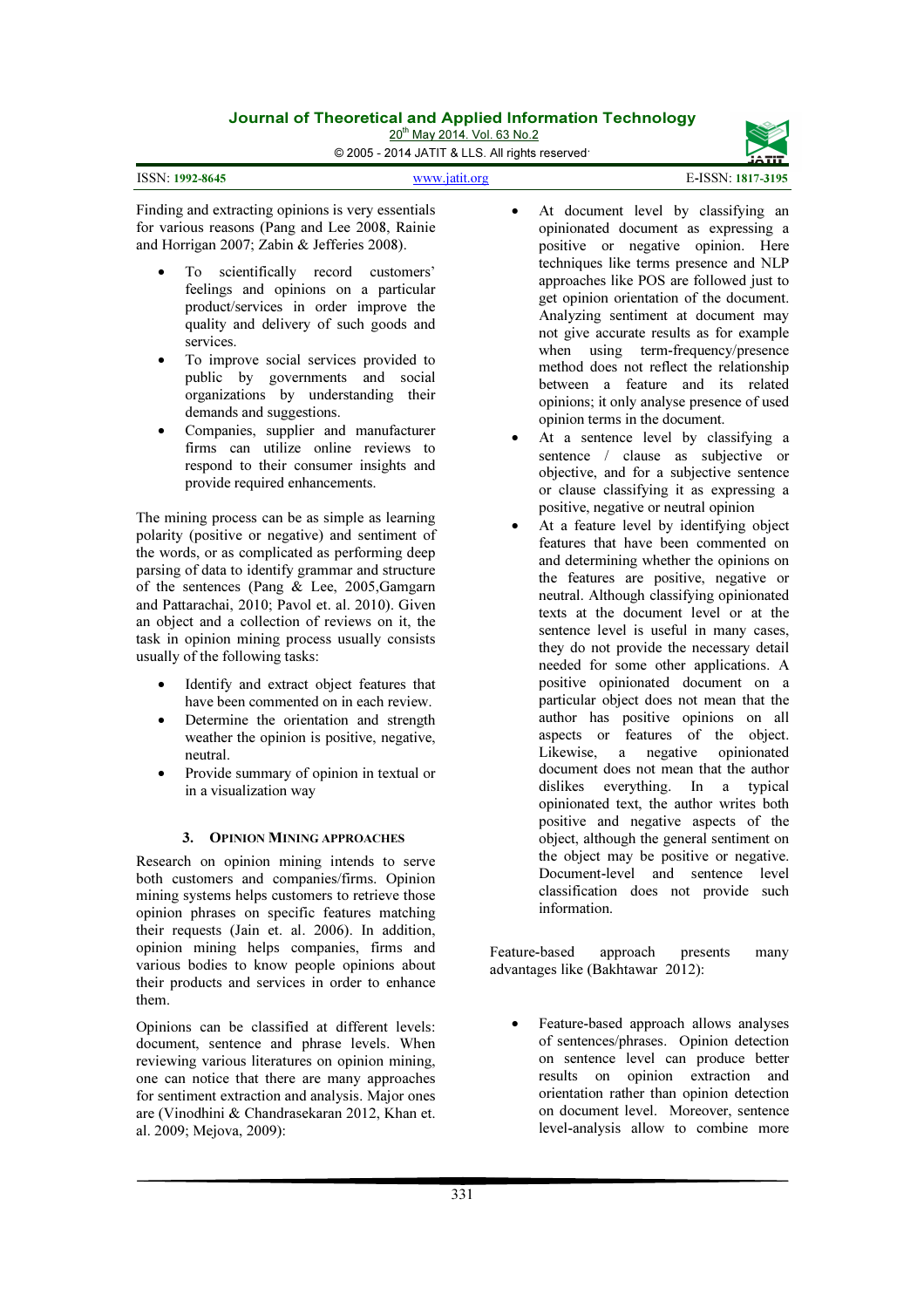Finding and extracting opinions is very essentials for various reasons (Pang and Lee 2008, Rainie and Horrigan 2007; Zabin & Jefferies 2008).

- To scientifically record customers' feelings and opinions on a particular product/services in order improve the quality and delivery of such goods and services.
- To improve social services provided to public by governments and social organizations by understanding their demands and suggestions.
- Companies, supplier and manufacturer firms can utilize online reviews to respond to their consumer insights and provide required enhancements.

The mining process can be as simple as learning polarity (positive or negative) and sentiment of the words, or as complicated as performing deep parsing of data to identify grammar and structure of the sentences (Pang & Lee, 2005,Gamgarn and Pattarachai, 2010; Pavol et. al. 2010). Given an object and a collection of reviews on it, the task in opinion mining process usually consists usually of the following tasks:

- Identify and extract object features that have been commented on in each review.
- Determine the orientation and strength weather the opinion is positive, negative, neutral.
- Provide summary of opinion in textual or in a visualization way

## 3. OPINION MINING APPROACHES

Research on opinion mining intends to serve both customers and companies/firms. Opinion mining systems helps customers to retrieve those opinion phrases on specific features matching their requests (Jain et. al. 2006). In addition, opinion mining helps companies, firms and various bodies to know people opinions about their products and services in order to enhance them.

Opinions can be classified at different levels: document, sentence and phrase levels. When reviewing various literatures on opinion mining, one can notice that there are many approaches for sentiment extraction and analysis. Major ones are (Vinodhini & Chandrasekaran 2012, Khan et. al. 2009; Mejova, 2009):

- At document level by classifying an opinionated document as expressing a positive or negative opinion. Here techniques like terms presence and NLP approaches like POS are followed just to get opinion orientation of the document. Analyzing sentiment at document may not give accurate results as for example when using term-frequency/presence method does not reflect the relationship between a feature and its related opinions; it only analyse presence of used opinion terms in the document.
- At a sentence level by classifying a sentence / clause as subjective or objective, and for a subjective sentence or clause classifying it as expressing a positive, negative or neutral opinion
- At a feature level by identifying object features that have been commented on and determining whether the opinions on the features are positive, negative or neutral. Although classifying opinionated texts at the document level or at the sentence level is useful in many cases, they do not provide the necessary detail needed for some other applications. A positive opinionated document on a particular object does not mean that the author has positive opinions on all aspects or features of the object. Likewise, a negative opinionated document does not mean that the author dislikes everything. In a typical opinionated text, the author writes both positive and negative aspects of the object, although the general sentiment on the object may be positive or negative. Document-level and sentence level classification does not provide such information.

Feature-based approach presents many advantages like (Bakhtawar 2012):

- Feature-based approach allows analyses of sentences/phrases. Opinion detection on sentence level can produce better results on opinion extraction and orientation rather than opinion detection on document level. Moreover, sentence level-analysis allow to combine more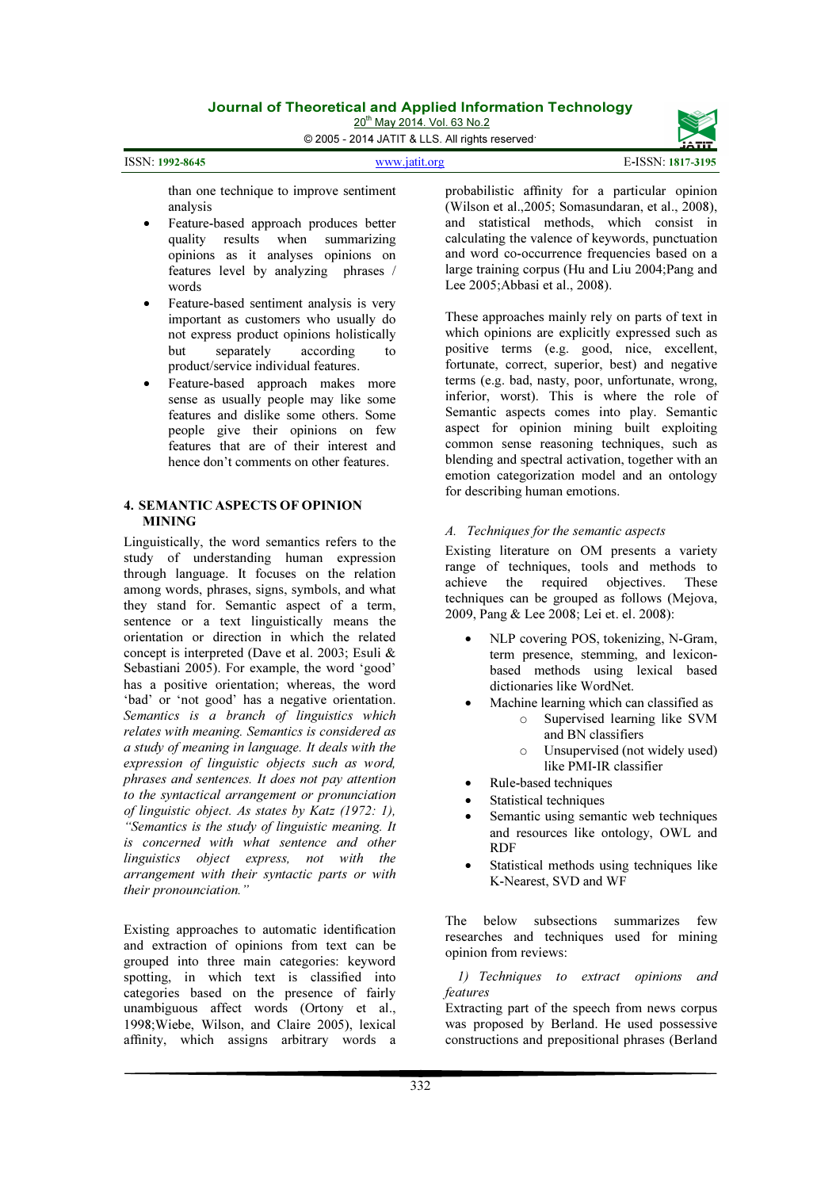than one technique to improve sentiment analysis

- Feature-based approach produces better quality results when summarizing opinions as it analyses opinions on features level by analyzing phrases / words
- Feature-based sentiment analysis is very important as customers who usually do not express product opinions holistically but separately according to product/service individual features.
- Feature-based approach makes more sense as usually people may like some features and dislike some others. Some people give their opinions on few features that are of their interest and hence don't comments on other features.

## 4. SEMANTIC ASPECTS OF OPINION MINING

Linguistically, the word semantics refers to the study of understanding human expression through language. It focuses on the relation among words, phrases, signs, symbols, and what they stand for. Semantic aspect of a term, sentence or a text linguistically means the orientation or direction in which the related concept is interpreted (Dave et al. 2003; Esuli & Sebastiani 2005). For example, the word 'good' has a positive orientation; whereas, the word 'bad' or 'not good' has a negative orientation. *Semantics is a branch of linguistics which relates with meaning. Semantics is considered as a study of meaning in language. It deals with the expression of linguistic objects such as word, phrases and sentences. It does not pay attention to the syntactical arrangement or pronunciation of linguistic object. As states by Katz (1972: 1), "Semantics is the study of linguistic meaning. It is concerned with what sentence and other linguistics object express, not with the arrangement with their syntactic parts or with their pronounciation."*

Existing approaches to automatic identification and extraction of opinions from text can be grouped into three main categories: keyword spotting, in which text is classified into categories based on the presence of fairly unambiguous affect words (Ortony et al., 1998;Wiebe, Wilson, and Claire 2005), lexical affinity, which assigns arbitrary words a probabilistic affinity for a particular opinion (Wilson et al.,2005; Somasundaran, et al., 2008), and statistical methods, which consist in calculating the valence of keywords, punctuation and word co-occurrence frequencies based on a large training corpus (Hu and Liu 2004;Pang and Lee 2005;Abbasi et al., 2008).

These approaches mainly rely on parts of text in which opinions are explicitly expressed such as positive terms (e.g. good, nice, excellent, fortunate, correct, superior, best) and negative terms (e.g. bad, nasty, poor, unfortunate, wrong, inferior, worst). This is where the role of Semantic aspects comes into play. Semantic aspect for opinion mining built exploiting common sense reasoning techniques, such as blending and spectral activation, together with an emotion categorization model and an ontology for describing human emotions.

### *A. Techniques for the semantic aspects*

Existing literature on OM presents a variety range of techniques, tools and methods to achieve the required objectives. These techniques can be grouped as follows (Mejova, 2009, Pang & Lee 2008; Lei et. el. 2008):

- NLP covering POS, tokenizing, N-Gram, term presence, stemming, and lexicon-based methods using lexical based dictionaries like WordNet.
- Machine learning which can classified as
    - Supervised learning like SVM and BN classifiers
    - Unsupervised (not widely used) like PMI-IR classifier
- Rule-based techniques
- Statistical techniques
- Semantic using semantic web techniques and resources like ontology, OWL and RDF
- Statistical methods using techniques like K-Nearest, SVD and WF

The below subsections summarizes few researches and techniques used for mining opinion from reviews:

#### *1) Techniques to extract opinions and features*

Extracting part of the speech from news corpus was proposed by Berland. He used possessive constructions and prepositional phrases (Berland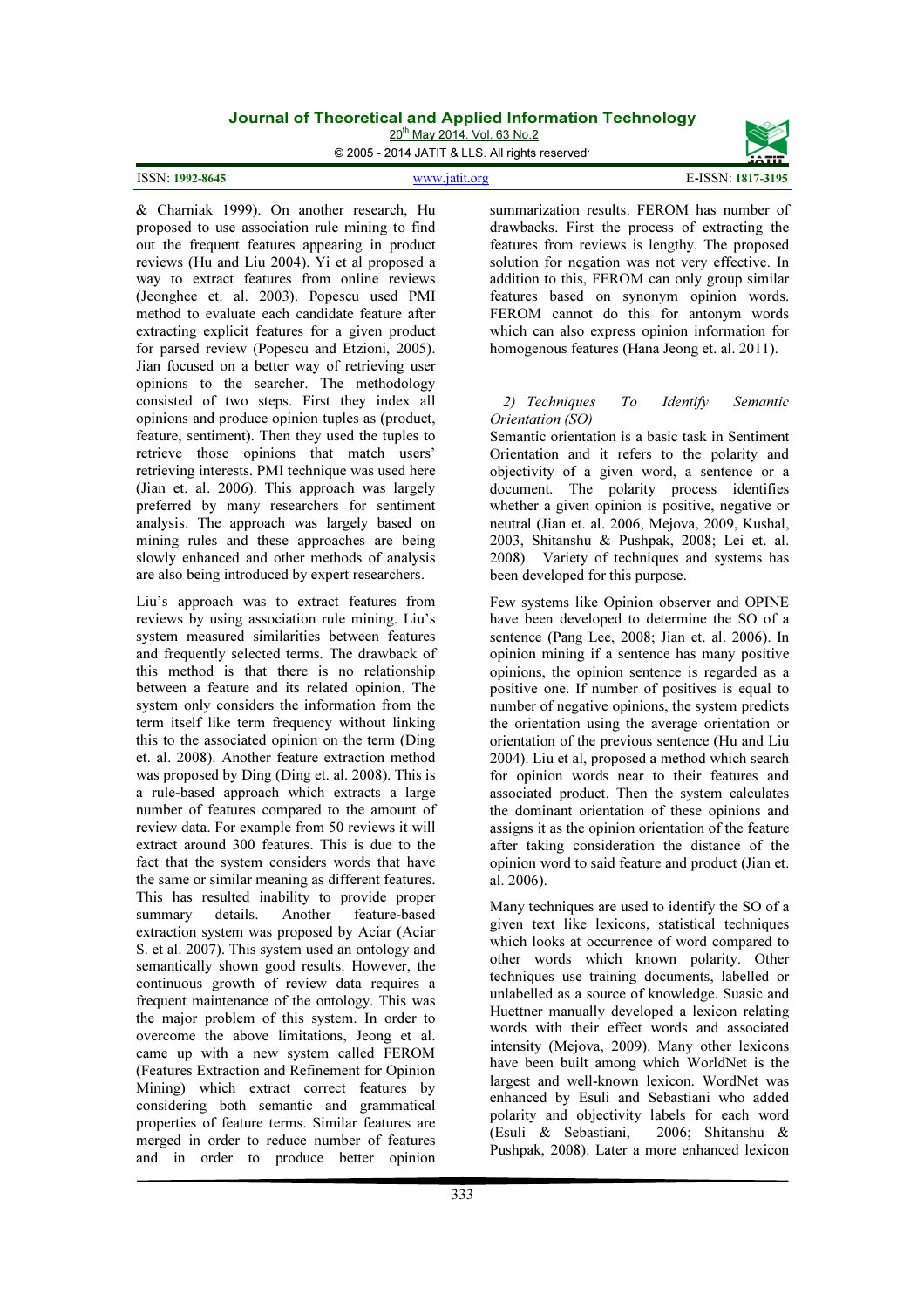& Charniak 1999). On another research, Hu proposed to use association rule mining to find out the frequent features appearing in product reviews (Hu and Liu 2004). Yi et al proposed a way to extract features from online reviews (Jeonghee et. al. 2003). Popescu used PMI method to evaluate each candidate feature after extracting explicit features for a given product for parsed review (Popescu and Etzioni, 2005). Jian focused on a better way of retrieving user opinions to the searcher. The methodology consisted of two steps. First they index all opinions and produce opinion tuples as (product, feature, sentiment). Then they used the tuples to retrieve those opinions that match users' retrieving interests. PMI technique was used here (Jian et. al. 2006). This approach was largely preferred by many researchers for sentiment analysis. The approach was largely based on mining rules and these approaches are being slowly enhanced and other methods of analysis are also being introduced by expert researchers.

Liu's approach was to extract features from reviews by using association rule mining. Liu's system measured similarities between features and frequently selected terms. The drawback of this method is that there is no relationship between a feature and its related opinion. The system only considers the information from the term itself like term frequency without linking this to the associated opinion on the term (Ding et. al. 2008). Another feature extraction method was proposed by Ding (Ding et. al. 2008). This is a rule-based approach which extracts a large number of features compared to the amount of review data. For example from 50 reviews it will extract around 300 features. This is due to the fact that the system considers words that have the same or similar meaning as different features. This has resulted inability to provide proper summary details. Another feature-based extraction system was proposed by Aciar (Aciar S. et al. 2007). This system used an ontology and semantically shown good results. However, the continuous growth of review data requires a frequent maintenance of the ontology. This was the major problem of this system. In order to overcome the above limitations, Jeong et al. came up with a new system called FEROM (Features Extraction and Refinement for Opinion Mining) which extract correct features by considering both semantic and grammatical properties of feature terms. Similar features are merged in order to reduce number of features and in order to produce better opinion summarization results. FEROM has number of drawbacks. First the process of extracting the features from reviews is lengthy. The proposed solution for negation was not very effective. In addition to this, FEROM can only group similar features based on synonym opinion words. FEROM cannot do this for antonym words which can also express opinion information for homogenous features (Hana Jeong et. al. 2011).

*2) Techniques To Identify Semantic Orientation (SO)*

Semantic orientation is a basic task in Sentiment Orientation and it refers to the polarity and objectivity of a given word, a sentence or a document. The polarity process identifies whether a given opinion is positive, negative or neutral (Jian et. al. 2006, Mejova, 2009, Kushal, 2003, Shitanshu & Pushpak, 2008; Lei et. al. 2008). Variety of techniques and systems has been developed for this purpose.

Few systems like Opinion observer and OPINE have been developed to determine the SO of a sentence (Pang Lee, 2008; Jian et. al. 2006). In opinion mining if a sentence has many positive opinions, the opinion sentence is regarded as a positive one. If number of positives is equal to number of negative opinions, the system predicts the orientation using the average orientation or orientation of the previous sentence (Hu and Liu 2004). Liu et al, proposed a method which search for opinion words near to their features and associated product. Then the system calculates the dominant orientation of these opinions and assigns it as the opinion orientation of the feature after taking consideration the distance of the opinion word to said feature and product (Jian et. al. 2006).

Many techniques are used to identify the SO of a given text like lexicons, statistical techniques which looks at occurrence of word compared to other words which known polarity. Other techniques use training documents, labelled or unlabelled as a source of knowledge. Suasic and Huettner manually developed a lexicon relating words with their effect words and associated intensity (Mejova, 2009). Many other lexicons have been built among which WorldNet is the largest and well-known lexicon. WordNet was enhanced by Esuli and Sebastiani who added polarity and objectivity labels for each word (Esuli & Sebastiani, 2006; Shitanshu & Pushpak, 2008). Later a more enhanced lexicon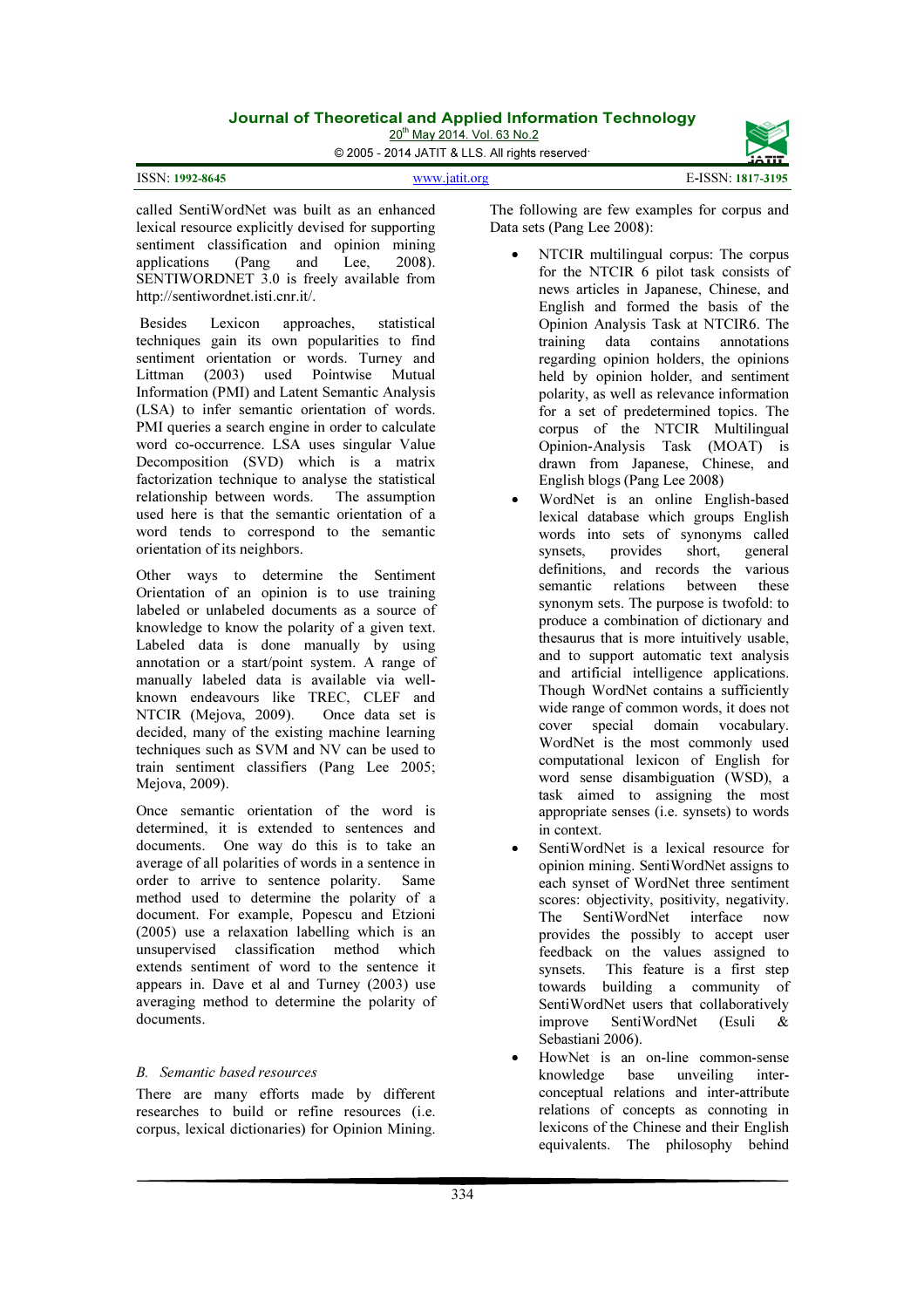called SentiWordNet was built as an enhanced lexical resource explicitly devised for supporting sentiment classification and opinion mining applications (Pang and Lee, 2008). SENTIWORDNET 3.0 is freely available from http://sentiwordnet.isti.cnr.it/.

Besides Lexicon approaches, statistical techniques gain its own popularities to find sentiment orientation or words. Turney and Littman (2003) used Pointwise Mutual Information (PMI) and Latent Semantic Analysis (LSA) to infer semantic orientation of words. PMI queries a search engine in order to calculate word co-occurrence. LSA uses singular Value Decomposition (SVD) which is a matrix factorization technique to analyse the statistical relationship between words. The assumption used here is that the semantic orientation of a word tends to correspond to the semantic orientation of its neighbors.

Other ways to determine the Sentiment Orientation of an opinion is to use training labeled or unlabeled documents as a source of knowledge to know the polarity of a given text. Labeled data is done manually by using annotation or a start/point system. A range of manually labeled data is available via well-known endeavours like TREC, CLEF and NTCIR (Mejova, 2009). Once data set is decided, many of the existing machine learning techniques such as SVM and NV can be used to train sentiment classifiers (Pang Lee 2005; Mejova, 2009).

Once semantic orientation of the word is determined, it is extended to sentences and documents. One way do this is to take an average of all polarities of words in a sentence in order to arrive to sentence polarity. Same method used to determine the polarity of a document. For example, Popescu and Etzioni (2005) use a relaxation labelling which is an unsupervised classification method which extends sentiment of word to the sentence it appears in. Dave et al and Turney (2003) use averaging method to determine the polarity of documents.

### *B. Semantic based resources*

There are many efforts made by different researches to build or refine resources (i.e. corpus, lexical dictionaries) for Opinion Mining. The following are few examples for corpus and Data sets (Pang Lee 2008):

- NTCIR multilingual corpus: The corpus for the NTCIR 6 pilot task consists of news articles in Japanese, Chinese, and English and formed the basis of the Opinion Analysis Task at NTCIR6. The training data contains annotations regarding opinion holders, the opinions held by opinion holder, and sentiment polarity, as well as relevance information for a set of predetermined topics. The corpus of the NTCIR Multilingual Opinion-Analysis Task (MOAT) is drawn from Japanese, Chinese, and English blogs (Pang Lee 2008)
- WordNet is an online English-based lexical database which groups English words into sets of synonyms called synsets, provides short, general definitions, and records the various semantic relations between these synonym sets. The purpose is twofold: to produce a combination of dictionary and thesaurus that is more intuitively usable, and to support automatic text analysis and artificial intelligence applications. Though WordNet contains a sufficiently wide range of common words, it does not cover special domain vocabulary. WordNet is the most commonly used computational lexicon of English for word sense disambiguation (WSD), a task aimed to assigning the most appropriate senses (i.e. synsets) to words in context.
- SentiWordNet is a lexical resource for opinion mining. SentiWordNet assigns to each synset of WordNet three sentiment scores: objectivity, positivity, negativity. The SentiWordNet interface now provides the possibly to accept user feedback on the values assigned to synsets. This feature is a first step towards building a community of SentiWordNet users that collaboratively improve SentiWordNet (Esuli & Sebastiani 2006).
- HowNet is an on-line common-sense knowledge base unveiling inter-conceptual relations and inter-attribute relations of concepts as connoting in lexicons of the Chinese and their English equivalents. The philosophy behind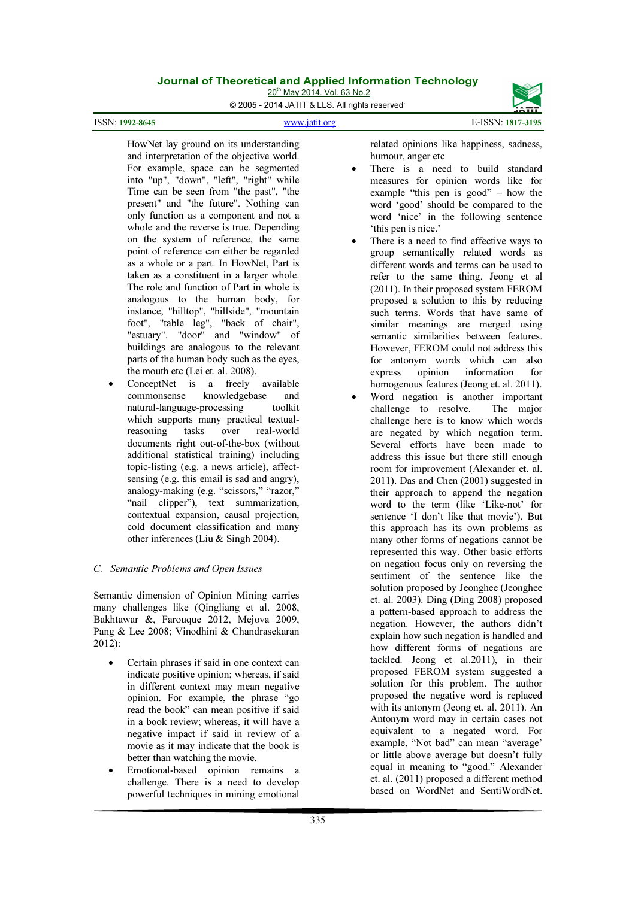HowNet lay ground on its understanding and interpretation of the objective world. For example, space can be segmented into "up", "down", "left", "right" while Time can be seen from "the past", "the present" and "the future". Nothing can only function as a component and not a whole and the reverse is true. Depending on the system of reference, the same point of reference can either be regarded as a whole or a part. In HowNet, Part is taken as a constituent in a larger whole. The role and function of Part in whole is analogous to the human body, for instance, "hilltop", "hillside", "mountain foot", "table leg", "back of chair", "estuary". "door" and "window" of buildings are analogous to the relevant parts of the human body such as the eyes, the mouth etc (Lei et. al. 2008).

- ConceptNet is a freely available commonsense knowledgebase and natural-language-processing toolkit which supports many practical textual-reasoning tasks over real-world documents right out-of-the-box (without additional statistical training) including topic-listing (e.g. a news article), affect-sensing (e.g. this email is sad and angry), analogy-making (e.g. "scissors," "razor," "nail clipper"), text summarization, contextual expansion, causal projection, cold document classification and many other inferences (Liu & Singh 2004).

### C. Semantic Problems and Open Issues

Semantic dimension of Opinion Mining carries many challenges like (Qingliang et al. 2008, Bakhtawar &, Farouque 2012, Mejova 2009, Pang & Lee 2008; Vinodhini & Chandrasekaran 2012):

- Certain phrases if said in one context can indicate positive opinion; whereas, if said in different context may mean negative opinion. For example, the phrase "go read the book" can mean positive if said in a book review; whereas, it will have a negative impact if said in review of a movie as it may indicate that the book is better than watching the movie.
- Emotional-based opinion remains a challenge. There is a need to develop powerful techniques in mining emotional related opinions like happiness, sadness, humour, anger etc
- There is a need to build standard measures for opinion words like for example "this pen is good" – how the word 'good' should be compared to the word 'nice' in the following sentence 'this pen is nice.'
- There is a need to find effective ways to group semantically related words as different words and terms can be used to refer to the same thing. Jeong et al (2011). In their proposed system FEROM proposed a solution to this by reducing such terms. Words that have same of similar meanings are merged using semantic similarities between features. However, FEROM could not address this for antonym words which can also express opinion information for homogenous features (Jeong et. al. 2011).
- Word negation is another important challenge to resolve. The major challenge here is to know which words are negated by which negation term. Several efforts have been made to address this issue but there still enough room for improvement (Alexander et. al. 2011). Das and Chen (2001) suggested in their approach to append the negation word to the term (like 'Like-not' for sentence 'I don't like that movie'). But this approach has its own problems as many other forms of negations cannot be represented this way. Other basic efforts on negation focus only on reversing the sentiment of the sentence like the solution proposed by Jeonghee (Jeonghee et. al. 2003). Ding (Ding 2008) proposed a pattern-based approach to address the negation. However, the authors didn't explain how such negation is handled and how different forms of negations are tackled. Jeong et al.2011), in their proposed FEROM system suggested a solution for this problem. The author proposed the negative word is replaced with its antonym (Jeong et. al. 2011). An Antonym word may in certain cases not equivalent to a negated word. For example, "Not bad" can mean "average' or little above average but doesn't fully equal in meaning to "good." Alexander et. al. (2011) proposed a different method based on WordNet and SentiWordNet.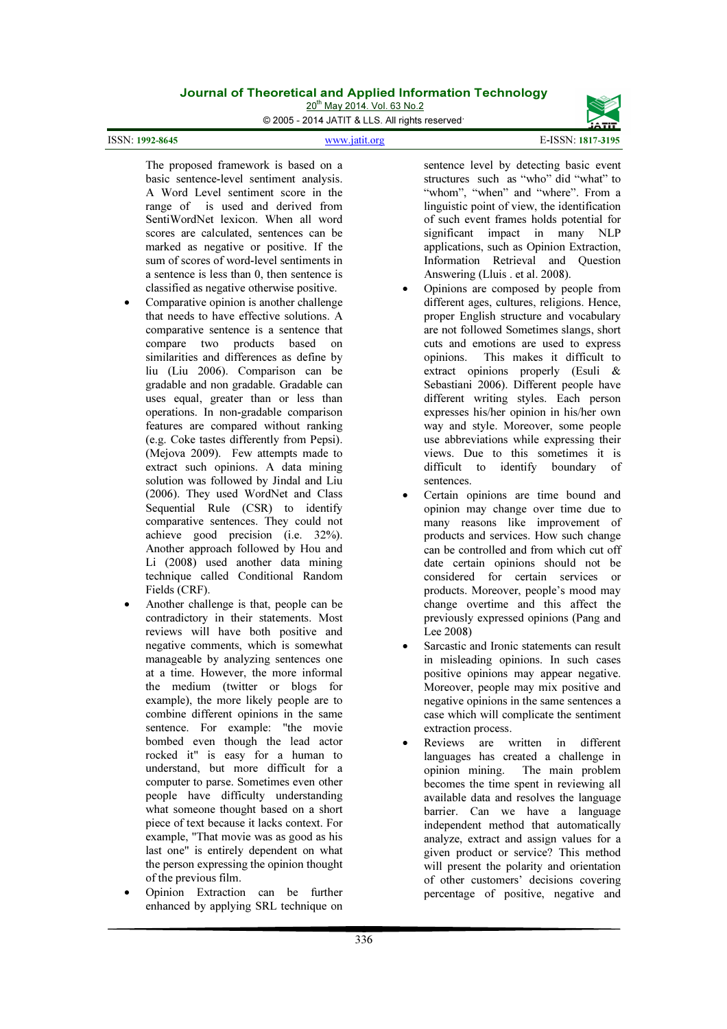The proposed framework is based on a basic sentence-level sentiment analysis. A Word Level sentiment score in the range of is used and derived from SentiWordNet lexicon. When all word scores are calculated, sentences can be marked as negative or positive. If the sum of scores of word-level sentiments in a sentence is less than 0, then sentence is classified as negative otherwise positive.

- Comparative opinion is another challenge that needs to have effective solutions. A comparative sentence is a sentence that compare two products based on similarities and differences as define by liu (Liu 2006). Comparison can be gradable and non gradable. Gradable can uses equal, greater than or less than operations. In non-gradable comparison features are compared without ranking (e.g. Coke tastes differently from Pepsi). (Mejova 2009). Few attempts made to extract such opinions. A data mining solution was followed by Jindal and Liu (2006). They used WordNet and Class Sequential Rule (CSR) to identify comparative sentences. They could not achieve good precision (i.e. 32%). Another approach followed by Hou and Li (2008) used another data mining technique called Conditional Random Fields (CRF).
- Another challenge is that, people can be contradictory in their statements. Most reviews will have both positive and negative comments, which is somewhat manageable by analyzing sentences one at a time. However, the more informal the medium (twitter or blogs for example), the more likely people are to combine different opinions in the same sentence. For example: "the movie bombed even though the lead actor rocked it" is easy for a human to understand, but more difficult for a computer to parse. Sometimes even other people have difficulty understanding what someone thought based on a short piece of text because it lacks context. For example, "That movie was as good as his last one" is entirely dependent on what the person expressing the opinion thought of the previous film.
- Opinion Extraction can be further enhanced by applying SRL technique on sentence level by detecting basic event structures such as "who" did "what" to "whom", "when" and "where". From a linguistic point of view, the identification of such event frames holds potential for significant impact in many NLP applications, such as Opinion Extraction, Information Retrieval and Question Answering (Lluis . et al. 2008).
- Opinions are composed by people from different ages, cultures, religions. Hence, proper English structure and vocabulary are not followed Sometimes slangs, short cuts and emotions are used to express opinions. This makes it difficult to extract opinions properly (Esuli & Sebastiani 2006). Different people have different writing styles. Each person expresses his/her opinion in his/her own way and style. Moreover, some people use abbreviations while expressing their views. Due to this sometimes it is difficult to identify boundary of sentences.
- Certain opinions are time bound and opinion may change over time due to many reasons like improvement of products and services. How such change can be controlled and from which cut off date certain opinions should not be considered for certain services or products. Moreover, people's mood may change overtime and this affect the previously expressed opinions (Pang and Lee 2008)
- Sarcastic and Ironic statements can result in misleading opinions. In such cases positive opinions may appear negative. Moreover, people may mix positive and negative opinions in the same sentences a case which will complicate the sentiment extraction process.
- Reviews are written in different languages has created a challenge in opinion mining. The main problem becomes the time spent in reviewing all available data and resolves the language barrier. Can we have a language independent method that automatically analyze, extract and assign values for a given product or service? This method will present the polarity and orientation of other customers' decisions covering percentage of positive, negative and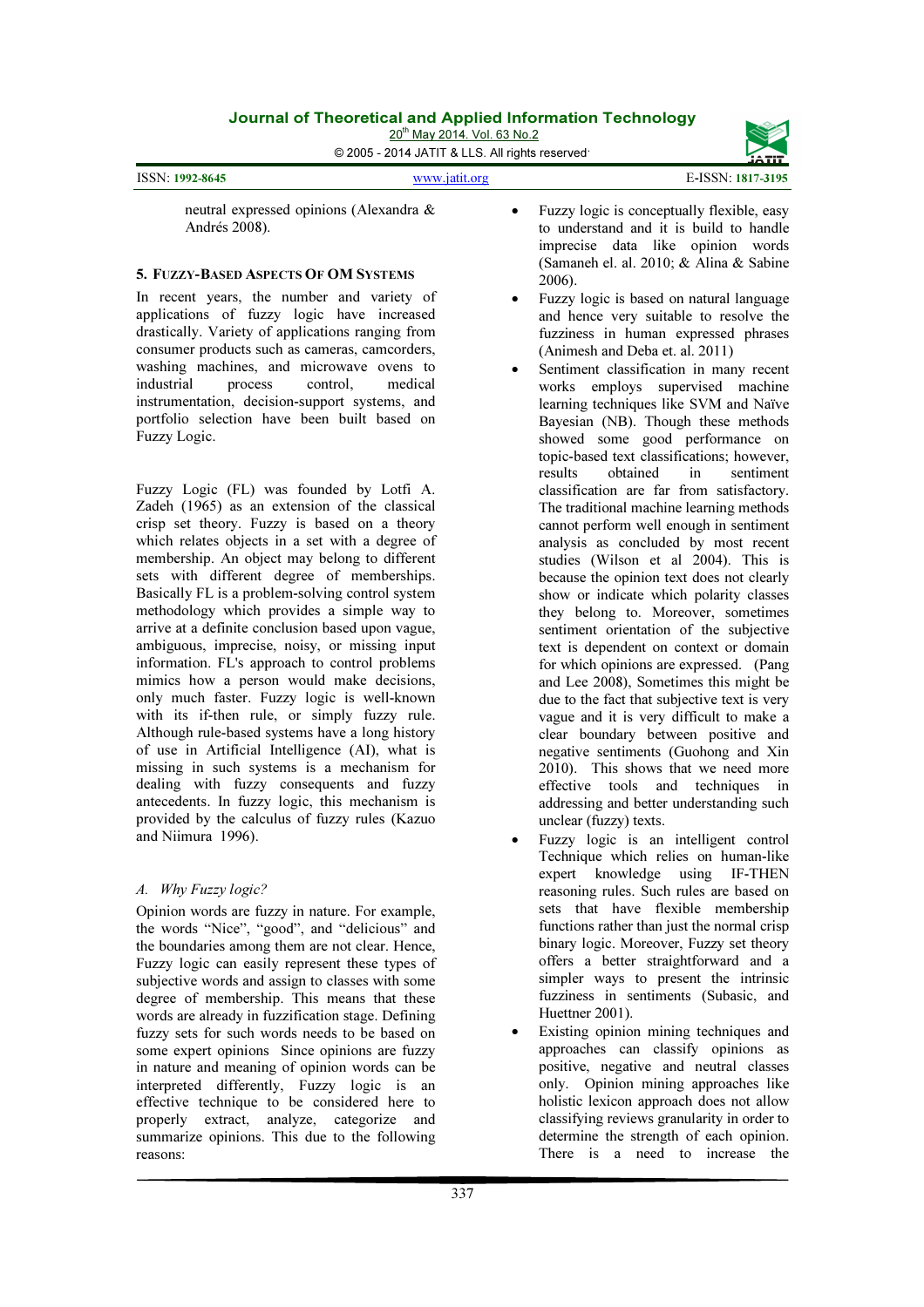neutral expressed opinions (Alexandra & Andrés 2008).

## 5. Fuzzy-Based Aspects Of OM Systems

In recent years, the number and variety of applications of fuzzy logic have increased drastically. Variety of applications ranging from consumer products such as cameras, camcorders, washing machines, and microwave ovens to industrial process control, medical instrumentation, decision-support systems, and portfolio selection have been built based on Fuzzy Logic.

Fuzzy Logic (FL) was founded by Lotfi A. Zadeh (1965) as an extension of the classical crisp set theory. Fuzzy is based on a theory which relates objects in a set with a degree of membership. An object may belong to different sets with different degree of memberships. Basically FL is a problem-solving control system methodology which provides a simple way to arrive at a definite conclusion based upon vague, ambiguous, imprecise, noisy, or missing input information. FL's approach to control problems mimics how a person would make decisions, only much faster. Fuzzy logic is well-known with its if-then rule, or simply fuzzy rule. Although rule-based systems have a long history of use in Artificial Intelligence (AI), what is missing in such systems is a mechanism for dealing with fuzzy consequents and fuzzy antecedents. In fuzzy logic, this mechanism is provided by the calculus of fuzzy rules (Kazuo and Niimura 1996).

### *A. Why Fuzzy logic?*

Opinion words are fuzzy in nature. For example, the words "Nice", "good", and "delicious" and the boundaries among them are not clear. Hence, Fuzzy logic can easily represent these types of subjective words and assign to classes with some degree of membership. This means that these words are already in fuzzification stage. Defining fuzzy sets for such words needs to be based on some expert opinions Since opinions are fuzzy in nature and meaning of opinion words can be interpreted differently, Fuzzy logic is an effective technique to be considered here to properly extract, analyze, categorize and summarize opinions. This due to the following reasons:

- Fuzzy logic is conceptually flexible, easy to understand and it is build to handle imprecise data like opinion words (Samaneh el. al. 2010; & Alina & Sabine 2006).
- Fuzzy logic is based on natural language and hence very suitable to resolve the fuzziness in human expressed phrases (Animesh and Deba et. al. 2011)
- Sentiment classification in many recent works employ supervised machine learning techniques like SVM and Naïve Bayesian (NB). Though these methods showed some good performance on topic-based text classifications; however, results obtained in sentiment classification are far from satisfactory. The traditional machine learning methods cannot perform well enough in sentiment analysis as concluded by most recent studies (Wilson et al 2004). This is because the opinion text does not clearly show or indicate which polarity classes they belong to. Moreover, sometimes sentiment orientation of the subjective text is dependent on context or domain for which opinions are expressed. (Pang and Lee 2008), Sometimes this might be due to the fact that subjective text is very vague and it is very difficult to make a clear boundary between positive and negative sentiments (Guohong and Xin 2010). This shows that we need more effective tools and techniques in addressing and better understanding such unclear (fuzzy) texts.
- Fuzzy logic is an intelligent control Technique which relies on human-like expert knowledge using IF-THEN reasoning rules. Such rules are based on sets that have flexible membership functions rather than just the normal crisp binary logic. Moreover, Fuzzy set theory offers a better straightforward and a simpler ways to present the intrinsic fuzziness in sentiments (Subasic, and Huettner 2001).
- Existing opinion mining techniques and approaches can classify opinions as positive, negative and neutral classes only. Opinion mining approaches like holistic lexicon approach does not allow classifying reviews granularity in order to determine the strength of each opinion. There is a need to increase the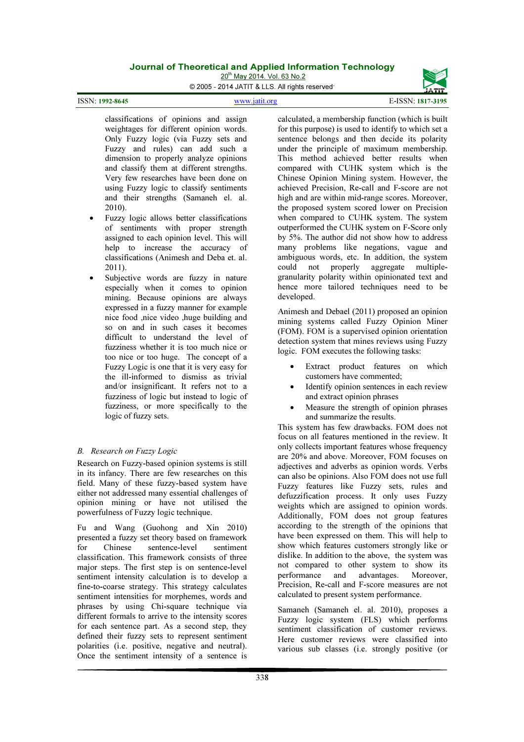classifications of opinions and assign weightages for different opinion words. Only Fuzzy logic (via Fuzzy sets and Fuzzy and rules) can add such a dimension to properly analyze opinions and classify them at different strengths. Very few researches have been done on using Fuzzy logic to classify sentiments and their strengths (Samaneh el. al. 2010).

- Fuzzy logic allows better classifications of sentiments with proper strength assigned to each opinion level. This will help to increase the accuracy of classifications (Animesh and Deba et. al. 2011).
- Subjective words are fuzzy in nature especially when it comes to opinion mining. Because opinions are always expressed in a fuzzy manner for example nice food ,nice video ,huge building and so on and in such cases it becomes difficult to understand the level of fuzziness whether it is too much nice or too nice or too huge. The concept of a Fuzzy Logic is one that it is very easy for the ill-informed to dismiss as trivial and/or insignificant. It refers not to a fuzziness of logic but instead to logic of fuzziness, or more specifically to the logic of fuzzy sets.

### B. *Research on Fuzzy Logic*

Research on Fuzzy-based opinion systems is still in its infancy. There are few researches on this field. Many of these fuzzy-based system have either not addressed many essential challenges of opinion mining or have not utilised the powerfulness of Fuzzy logic technique.

Fu and Wang (Guohong and Xin 2010) presented a fuzzy set theory based on framework for Chinese sentence-level sentiment classification. This framework consists of three major steps. The first step is on sentence-level sentiment intensity calculation is to develop a fine-to-coarse strategy. This strategy calculates sentiment intensities for morphemes, words and phrases by using Chi-square technique via different formals to arrive to the intensity scores for each sentence part. As a second step, they defined their fuzzy sets to represent sentiment polarities (i.e. positive, negative and neutral). Once the sentiment intensity of a sentence is calculated, a membership function (which is built for this purpose) is used to identify to which set a sentence belongs and then decide its polarity under the principle of maximum membership. This method achieved better results when compared with CUHK system which is the Chinese Opinion Mining system. However, the achieved Precision, Re-call and F-score are not high and are within mid-range scores. Moreover, the proposed system scored lower on Precision when compared to CUHK system. The system outperformed the CUHK system on F-Score only by 5%. The author did not show how to address many problems like negations, vague and ambiguous words, etc. In addition, the system could not properly aggregate multiple-granularity polarity within opinionated text and hence more tailored techniques need to be developed.

Animesh and Debael (2011) proposed an opinion mining systems called Fuzzy Opinion Miner (FOM). FOM is a supervised opinion orientation detection system that mines reviews using Fuzzy logic. FOM executes the following tasks:

- Extract product features on which customers have commented;
- Identify opinion sentences in each review and extract opinion phrases
- Measure the strength of opinion phrases and summarize the results.

This system has few drawbacks. FOM does not focus on all features mentioned in the review. It only collects important features whose frequency are 20% and above. Moreover, FOM focuses on adjectives and adverbs as opinion words. Verbs can also be opinions. Also FOM does not use full Fuzzy features like Fuzzy sets, rules and defuzzification process. It only uses Fuzzy weights which are assigned to opinion words. Additionally, FOM does not group features according to the strength of the opinions that have been expressed on them. This will help to show which features customers strongly like or dislike. In addition to the above, the system was not compared to other system to show its performance and advantages. Moreover, Precision, Re-call and F-score measures are not calculated to present system performance.

Samaneh (Samaneh el. al. 2010), proposes a Fuzzy logic system (FLS) which performs sentiment classification of customer reviews. Here customer reviews were classified into various sub classes (i.e. strongly positive (or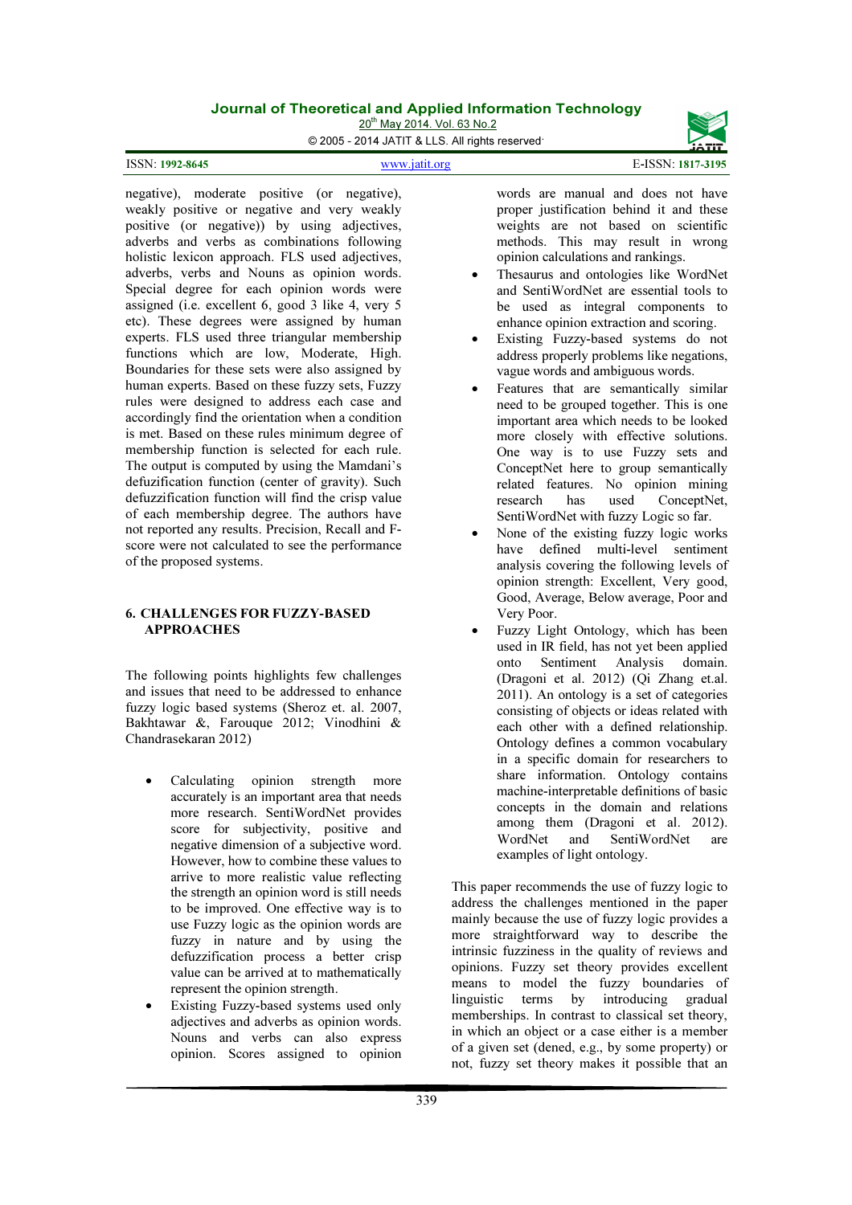negative), moderate positive (or negative), weakly positive or negative and very weakly positive (or negative)) by using adjectives, adverbs and verbs as combinations following holistic lexicon approach. FLS used adjectives, adverbs, verbs and Nouns as opinion words. Special degree for each opinion words were assigned (i.e. excellent 6, good 3 like 4, very 5 etc). These degrees were assigned by human experts. FLS used three triangular membership functions which are low, Moderate, High. Boundaries for these sets were also assigned by human experts. Based on these fuzzy sets, Fuzzy rules were designed to address each case and accordingly find the orientation when a condition is met. Based on these rules minimum degree of membership function is selected for each rule. The output is computed by using the Mamdani's defuzzification function (center of gravity). Such defuzzification function will find the crisp value of each membership degree. The authors have not reported any results. Precision, Recall and F-score were not calculated to see the performance of the proposed systems.

## 6. CHALLENGES FOR FUZZY-BASED APPROACHES

The following points highlights few challenges and issues that need to be addressed to enhance fuzzy logic based systems (Sheroz et. al. 2007, Bakhtawar &, Farouque 2012; Vinodhini & Chandrasekaran 2012)

- Calculating opinion strength more accurately is an important area that needs more research. SentiWordNet provides score for subjectivity, positive and negative dimension of a subjective word. However, how to combine these values to arrive to more realistic value reflecting the strength an opinion word is still needs to be improved. One effective way is to use Fuzzy logic as the opinion words are fuzzy in nature and by using the defuzzification process a better crisp value can be arrived at to mathematically represent the opinion strength.
- Existing Fuzzy-based systems used only adjectives and adverbs as opinion words. Nouns and verbs can also express opinion. Scores assigned to opinion words are manual and does not have proper justification behind it and these weights are not based on scientific methods. This may result in wrong opinion calculations and rankings.
- Thesaurus and ontologies like WordNet and SentiWordNet are essential tools to be used as integral components to enhance opinion extraction and scoring.
- Existing Fuzzy-based systems do not address properly problems like negations, vague words and ambiguous words.
- Features that are semantically similar need to be grouped together. This is one important area which needs to be looked more closely with effective solutions. One way is to use Fuzzy sets and ConceptNet here to group semantically related features. No opinion mining research has used ConceptNet, SentiWordNet with fuzzy Logic so far.
- None of the existing fuzzy logic works have defined multi-level sentiment analysis covering the following levels of opinion strength: Excellent, Very good, Good, Average, Below average, Poor and Very Poor.
- Fuzzy Light Ontology, which has been used in IR field, has not yet been applied onto Sentiment Analysis domain. (Dragoni et al. 2012) (Qi Zhang et.al. 2011). An ontology is a set of categories consisting of objects or ideas related with each other with a defined relationship. Ontology defines a common vocabulary in a specific domain for researchers to share information. Ontology contains machine-interpretable definitions of basic concepts in the domain and relations among them (Dragoni et al. 2012). WordNet and SentiWordNet are examples of light ontology.

This paper recommends the use of fuzzy logic to address the challenges mentioned in the paper mainly because the use of fuzzy logic provides a more straightforward way to describe the intrinsic fuzziness in the quality of reviews and opinions. Fuzzy set theory provides excellent means to model the fuzzy boundaries of linguistic terms by introducing gradual memberships. In contrast to classical set theory, in which an object or a case either is a member of a given set (dened, e.g., by some property) or not, fuzzy set theory makes it possible that an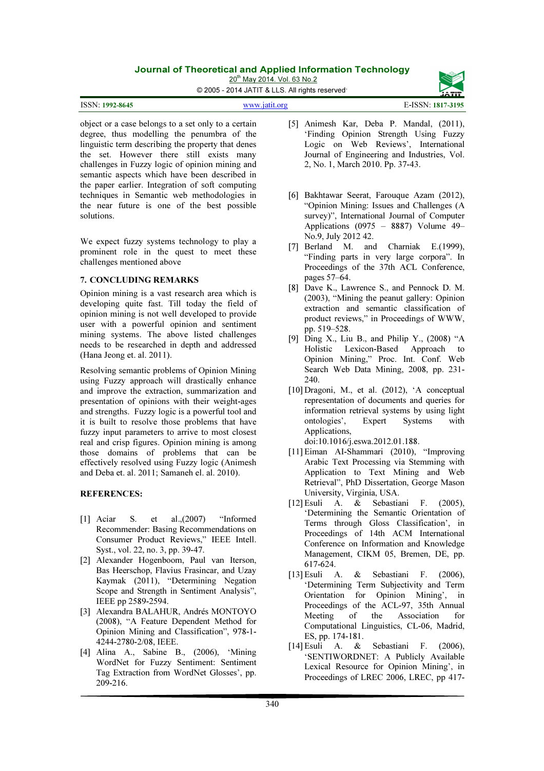object or a case belongs to a set only to a certain degree, thus modelling the penumbra of the linguistic term describing the property that denes the set. However there still exists many challenges in Fuzzy logic of opinion mining and semantic aspects which have been described in the paper earlier. Integration of soft computing techniques in Semantic web methodologies in the near future is one of the best possible solutions.

We expect fuzzy systems technology to play a prominent role in the quest to meet these challenges mentioned above

## 7. CONCLUDING REMARKS

Opinion mining is a vast research area which is developing quite fast. Till today the field of opinion mining is not well developed to provide user with a powerful opinion and sentiment mining systems. The above listed challenges needs to be researched in depth and addressed (Hana Jeong et. al. 2011).

Resolving semantic problems of Opinion Mining using Fuzzy approach will drastically enhance and improve the extraction, summarization and presentation of opinions with their weight-ages and strengths. Fuzzy logic is a powerful tool and it is built to resolve those problems that have fuzzy input parameters to arrive to most closest real and crisp figures. Opinion mining is among those domains of problems that can be effectively resolved using Fuzzy logic (Animesh and Deba et. al. 2011; Samaneh el. al. 2010).

## REFERENCES:

[1] Aciar S. et al.,(2007) "Informed Recommender: Basing Recommendations on Consumer Product Reviews," IEEE Intell. Syst., vol. 22, no. 3, pp. 39-47.

[2] Alexander Hogenboom, Paul van Iterson, Bas Heerschop, Flavius Frasincar, and Uzay Kaymak (2011), "Determining Negation Scope and Strength in Sentiment Analysis", IEEE pp 2589-2594.

[3] Alexandra BALAHUR, Andrés MONTOYO (2008), "A Feature Dependent Method for Opinion Mining and Classification", 978-1-4244-2780-2/08, IEEE.

[4] Alina A., Sabine B., (2006), 'Mining WordNet for Fuzzy Sentiment: Sentiment Tag Extraction from WordNet Glosses', pp. 209-216.

[5] Animesh Kar, Deba P. Mandal, (2011), 'Finding Opinion Strength Using Fuzzy Logic on Web Reviews', International Journal of Engineering and Industries, Vol. 2, No. 1, March 2010. Pp. 37-43.

[6] Bakhtawar Seerat, Farouque Azam (2012), "Opinion Mining: Issues and Challenges (A survey)", International Journal of Computer Applications (0975 – 8887) Volume 49– No.9, July 2012 42.

[7] Berland M. and Charniak E.(1999), "Finding parts in very large corpora". In Proceedings of the 37th ACL Conference, pages 57–64.

[8] Dave K., Lawrence S., and Pennock D. M. (2003), "Mining the peanut gallery: Opinion extraction and semantic classification of product reviews," in Proceedings of WWW, pp. 519–528.

[9] Ding X., Liu B., and Philip Y., (2008) "A Holistic Lexicon-Based Approach to Opinion Mining," Proc. Int. Conf. Web Search Web Data Mining, 2008, pp. 231-240.

[10] Dragoni, M., et al. (2012), 'A conceptual representation of documents and queries for information retrieval systems by using light ontologies', Expert Systems with Applications, doi:10.1016/j.eswa.2012.01.188.

[11] Eiman AI-Shammari (2010), "Improving Arabic Text Processing via Stemming with Application to Text Mining and Web Retrieval", PhD Dissertation, George Mason University, Virginia, USA.

[12] Esuli A. & Sebastiani F. (2005), 'Determining the Semantic Orientation of Terms through Gloss Classification', in Proceedings of 14th ACM International Conference on Information and Knowledge Management, CIKM 05, Bremen, DE, pp. 617-624.

[13] Esuli A. & Sebastiani F. (2006), 'Determining Term Subjectivity and Term Orientation for Opinion Mining', in Proceedings of the ACL-97, 35th Annual Meeting of the Association for Computational Linguistics, CL-06, Madrid, ES, pp. 174-181.

[14] Esuli A. & Sebastiani F. (2006), 'SENTIWORDNET: A Publicly Available Lexical Resource for Opinion Mining', in Proceedings of LREC 2006, LREC, pp 417-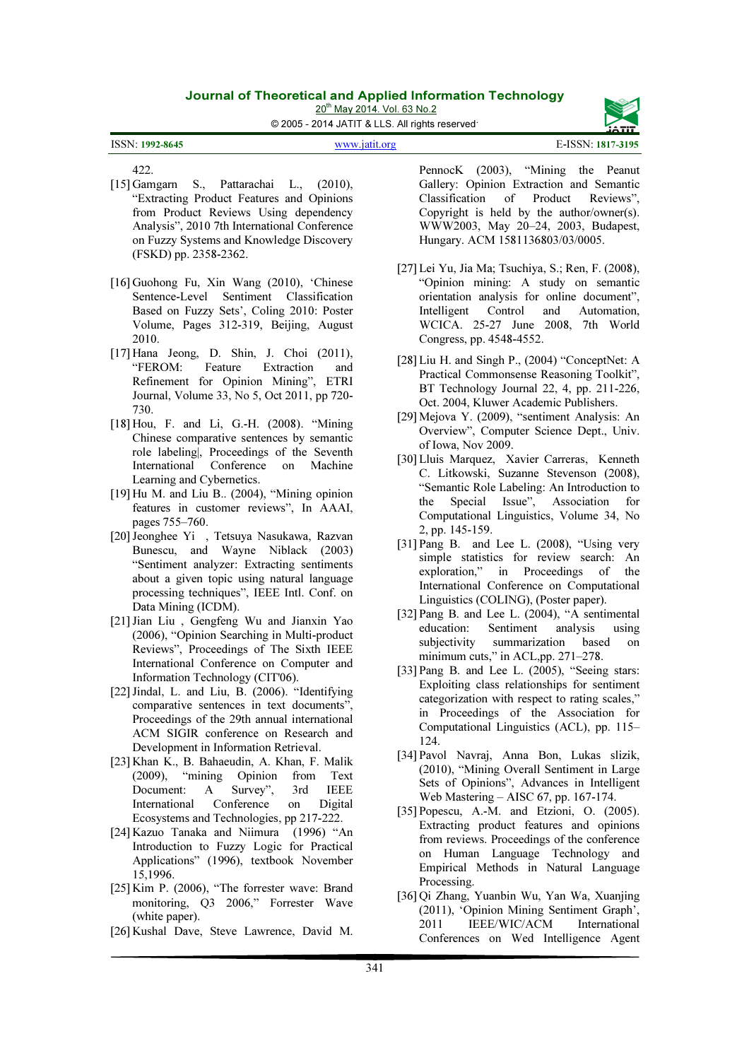422.

[15] Gamgarn S., Pattarachai L., (2010), “Extracting Product Features and Opinions from Product Reviews Using dependency Analysis”, 2010 7th International Conference on Fuzzy Systems and Knowledge Discovery (FSKD) pp. 2358-2362.

[16] Guohong Fu, Xin Wang (2010), ‘Chinese Sentence-Level Sentiment Classification Based on Fuzzy Sets’, Coling 2010: Poster Volume, Pages 312-319, Beijing, August 2010.

[17] Hana Jeong, D. Shin, J. Choi (2011), “FEROM: Feature Extraction and Refinement for Opinion Mining”, ETRI Journal, Volume 33, No 5, Oct 2011, pp 720-730.

[18] Hou, F. and Li, G.-H. (2008). “Mining Chinese comparative sentences by semantic role labeling|, Proceedings of the Seventh International Conference on Machine Learning and Cybernetics.

[19] Hu M. and Liu B.. (2004), “Mining opinion features in customer reviews”, In AAAI, pages 755–760.

[20] Jeonghee Yi , Tetsuya Nasukawa, Razvan Bunescu, and Wayne Niblack (2003) “Sentiment analyzer: Extracting sentiments about a given topic using natural language processing techniques”, IEEE Intl. Conf. on Data Mining (ICDM).

[21] Jian Liu , Gengfeng Wu and Jianxin Yao (2006), “Opinion Searching in Multi-product Reviews”, Proceedings of The Sixth IEEE International Conference on Computer and Information Technology (CIT'06).

[22] Jindal, L. and Liu, B. (2006). “Identifying comparative sentences in text documents”, Proceedings of the 29th annual international ACM SIGIR conference on Research and Development in Information Retrieval.

[23] Khan K., B. Bahaeudin, A. Khan, F. Malik (2009), “mining Opinion from Text Document: A Survey”, 3rd IEEE International Conference on Digital Ecosystems and Technologies, pp 217-222.

[24] Kazuo Tanaka and Niimura (1996) “An Introduction to Fuzzy Logic for Practical Applications” (1996), textbook November 15,1996.

[25] Kim P. (2006), “The forrester wave: Brand monitoring, Q3 2006,” Forrester Wave (white paper).

[26] Kushal Dave, Steve Lawrence, David M. PennocK (2003), “Mining the Peanut Gallery: Opinion Extraction and Semantic Classification of Product Reviews”, Copyright is held by the author/owner(s). WWW2003, May 20–24, 2003, Budapest, Hungary. ACM 1581136803/03/0005.

[27] Lei Yu, Jia Ma; Tsuchiya, S.; Ren, F. (2008), “Opinion mining: A study on semantic orientation analysis for online document”, Intelligent Control and Automation, WCICA. 25-27 June 2008, 7th World Congress, pp. 4548-4552.

[28] Liu H. and Singh P., (2004) “ConceptNet: A Practical Commonsense Reasoning Toolkit”, BT Technology Journal 22, 4, pp. 211-226, Oct. 2004, Kluwer Academic Publishers.

[29] Mejova Y. (2009), “sentiment Analysis: An Overview”, Computer Science Dept., Univ. of Iowa, Nov 2009.

[30] Lluis Marquez, Xavier Carreras, Kenneth C. Litkowski, Suzanne Stevenson (2008), “Semantic Role Labeling: An Introduction to the Special Issue”, Association for Computational Linguistics, Volume 34, No 2, pp. 145-159.

[31] Pang B. and Lee L. (2008), “Using very simple statistics for review search: An exploration,” in Proceedings of the International Conference on Computational Linguistics (COLING), (Poster paper).

[32] Pang B. and Lee L. (2004), “A sentimental education: Sentiment analysis using subjectivity summarization based on minimum cuts,” in ACL,pp. 271–278.

[33] Pang B. and Lee L. (2005), “Seeing stars: Exploiting class relationships for sentiment categorization with respect to rating scales,” in Proceedings of the Association for Computational Linguistics (ACL), pp. 115–124.

[34] Pavol Navraj, Anna Bon, Lukas slizik, (2010), “Mining Overall Sentiment in Large Sets of Opinions”, Advances in Intelligent Web Mastering – AISC 67, pp. 167-174.

[35] Popescu, A.-M. and Etzioni, O. (2005). Extracting product features and opinions from reviews. Proceedings of the conference on Human Language Technology and Empirical Methods in Natural Language Processing.

[36] Qi Zhang, Yuanbin Wu, Yan Wa, Xuanjing (2011), ‘Opinion Mining Sentiment Graph’, 2011 IEEE/WIC/ACM International Conferences on Wed Intelligence Agent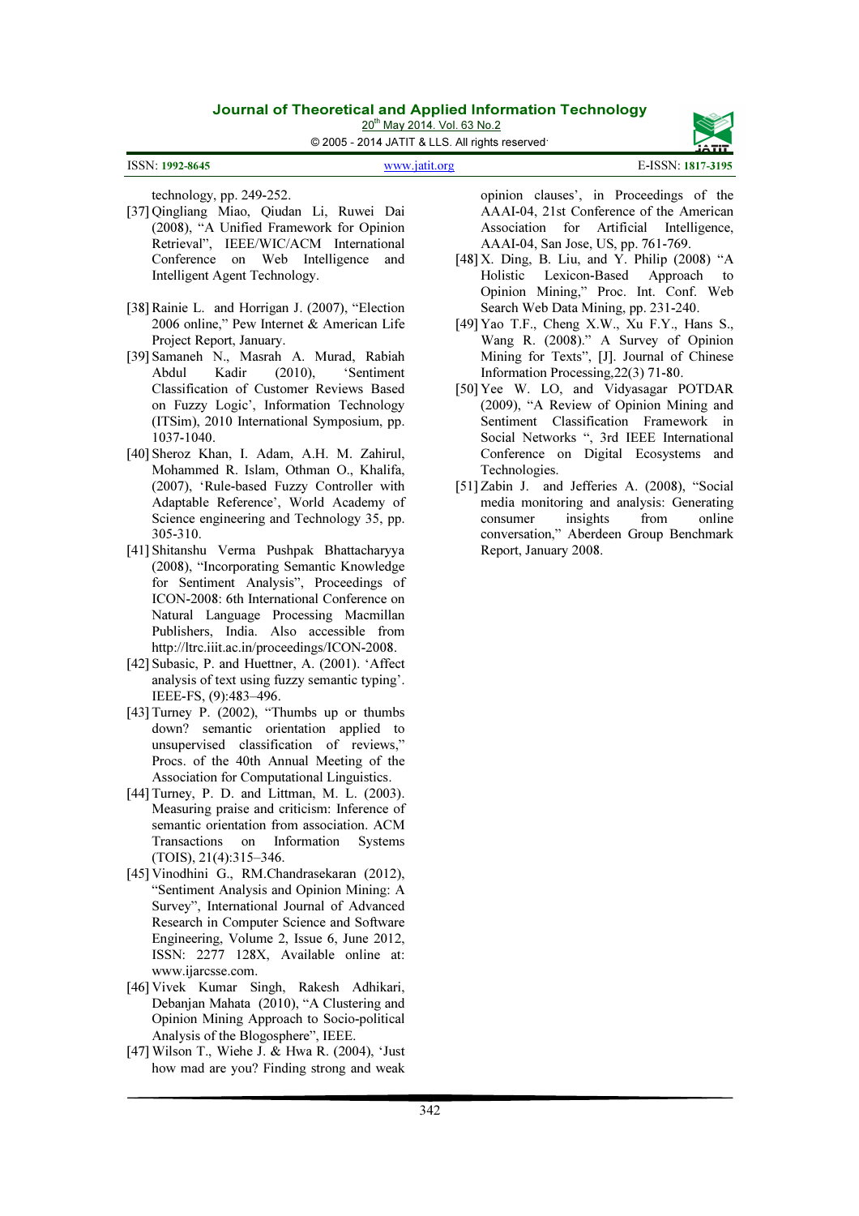technology, pp. 249-252.

[37] Qingliang Miao, Qiudan Li, Ruwei Dai (2008), "A Unified Framework for Opinion Retrieval", IEEE/WIC/ACM International Conference on Web Intelligence and Intelligent Agent Technology.

[38] Rainie L. and Horrigan J. (2007), "Election 2006 online," Pew Internet & American Life Project Report, January.

[39] Samaneh N., Masrah A. Murad, Rabiah Abdul Kadir (2010), 'Sentiment Classification of Customer Reviews Based on Fuzzy Logic', Information Technology (ITSim), 2010 International Symposium, pp. 1037-1040.

[40] Sheroz Khan, I. Adam, A.H. M. Zahirul, Mohammed R. Islam, Othman O., Khalifa, (2007), 'Rule-based Fuzzy Controller with Adaptable Reference', World Academy of Science engineering and Technology 35, pp. 305-310.

[41] Shitanshu Verma Pushpak Bhattacharyya (2008), "Incorporating Semantic Knowledge for Sentiment Analysis", Proceedings of ICON-2008: 6th International Conference on Natural Language Processing Macmillan Publishers, India. Also accessible from http://ltrc.iiit.ac.in/proceedings/ICON-2008.

[42] Subasic, P. and Huettner, A. (2001). 'Affect analysis of text using fuzzy semantic typing'. IEEE-FS, (9):483–496.

[43] Turney P. (2002), "Thumbs up or thumbs down? semantic orientation applied to unsupervised classification of reviews," Procs. of the 40th Annual Meeting of the Association for Computational Linguistics.

[44] Turney, P. D. and Littman, M. L. (2003). Measuring praise and criticism: Inference of semantic orientation from association. ACM Transactions on Information Systems (TOIS), 21(4):315–346.

[45] Vinodhini G., RM.Chandrasekaran (2012), "Sentiment Analysis and Opinion Mining: A Survey", International Journal of Advanced Research in Computer Science and Software Engineering, Volume 2, Issue 6, June 2012, ISSN: 2277 128X, Available online at: www.ijarcsse.com.

[46] Vivek Kumar Singh, Rakesh Adhikari, Debanjan Mahata (2010), "A Clustering and Opinion Mining Approach to Socio-political Analysis of the Blogosphere", IEEE.

[47] Wilson T., Wiehe J. & Hwa R. (2004), 'Just how mad are you? Finding strong and weak opinion clauses', in Proceedings of the AAAI-04, 21st Conference of the American Association for Artificial Intelligence, AAAI-04, San Jose, US, pp. 761-769.

[48] X. Ding, B. Liu, and Y. Philip (2008) "A Holistic Lexicon-Based Approach to Opinion Mining," Proc. Int. Conf. Web Search Web Data Mining, pp. 231-240.

[49] Yao T.F., Cheng X.W., Xu F.Y., Hans S., Wang R. (2008)." A Survey of Opinion Mining for Texts", [J]. Journal of Chinese Information Processing,22(3) 71-80.

[50] Yee W. LO, and Vidyasagar POTDAR (2009), "A Review of Opinion Mining and Sentiment Classification Framework in Social Networks ", 3rd IEEE International Conference on Digital Ecosystems and Technologies.

[51] Zabin J. and Jefferies A. (2008), "Social media monitoring and analysis: Generating consumer insights from online conversation," Aberdeen Group Benchmark Report, January 2008.